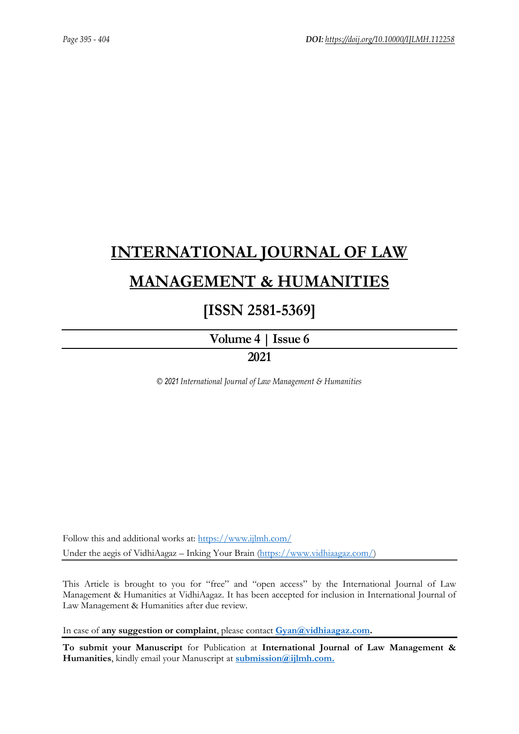Page 395 - 404 **DOI:** https://doij.org/10.10000/IJLMH.112258

# INTERNATIONAL JOURNAL OF LAW MANAGEMENT & HUMANITIES

## [ISSN 2581-5369]

**Volume 4 | Issue 6**

**2021**

*© 2021 International Journal of Law Management & Humanities*

Follow this and additional works at: https://www.ijlmh.com/

Under the aegis of VidhiAagaz – Inking Your Brain (https://www.vidhiaagaz.com/)

This Article is brought to you for "free" and "open access" by the International Journal of Law Management & Humanities at VidhiAagaz. It has been accepted for inclusion in International Journal of Law Management & Humanities after due review.

In case of **any suggestion or complaint**, please contact **Gyan@vidhiaagaz.com.**

**To submit your Manuscript** for Publication at **International Journal of Law Management & Humanities**, kindly email your Manuscript at **submission@ijlmh.com.**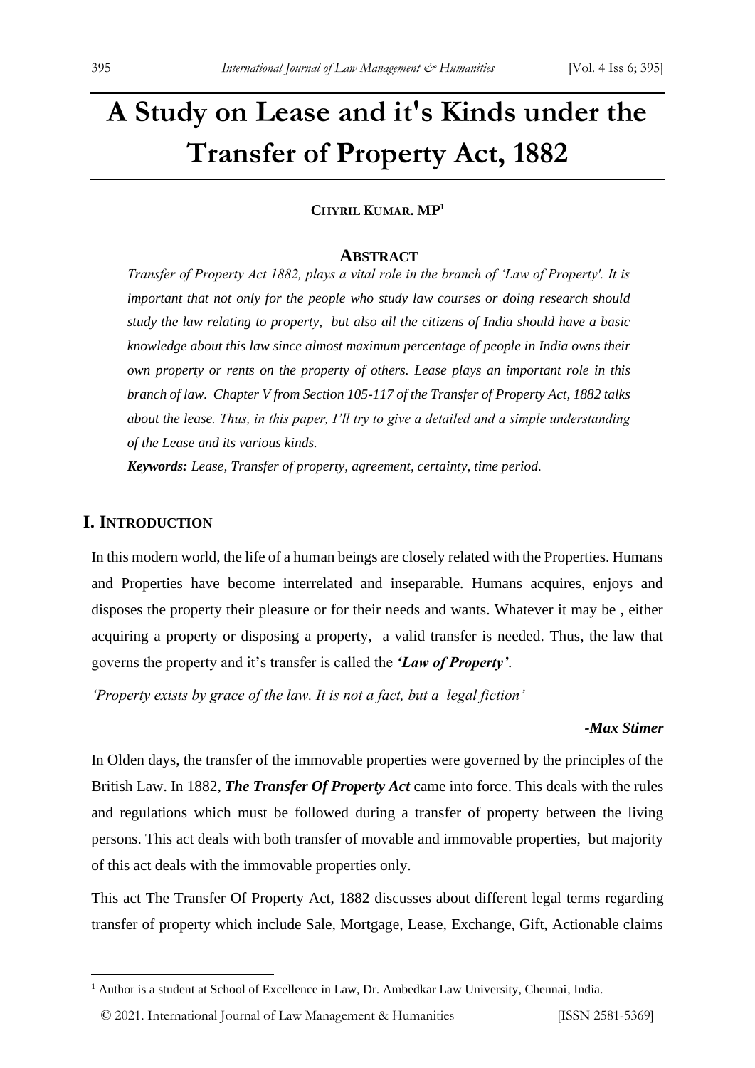# A Study on Lease and it's Kinds under the Transfer of Property Act, 1882

**CHYRIL KUMAR. MP**[1]

## ABSTRACT

*Transfer of Property Act 1882, plays a vital role in the branch of 'Law of Property'. It is important that not only for the people who study law courses or doing research should study the law relating to property, but also all the citizens of India should have a basic knowledge about this law since almost maximum percentage of people in India owns their own property or rents on the property of others. Lease plays an important role in this branch of law. Chapter V from Section 105-117 of the Transfer of Property Act, 1882 talks about the lease. Thus, in this paper, I'll try to give a detailed and a simple understanding of the Lease and its various kinds.*

***Keywords:*** *Lease, Transfer of property, agreement, certainty, time period.*

## I. INTRODUCTION

In this modern world, the life of a human beings are closely related with the Properties. Humans and Properties have become interrelated and inseparable. Humans acquires, enjoys and disposes the property their pleasure or for their needs and wants. Whatever it may be , either acquiring a property or disposing a property, a valid transfer is needed. Thus, the law that governs the property and it's transfer is called the ***'Law of Property'***.

*'Property exists by grace of the law. It is not a fact, but a legal fiction'*

***-Max Stimer***

In Olden days, the transfer of the immovable properties were governed by the principles of the British Law. In 1882, ***The Transfer Of Property Act*** came into force. This deals with the rules and regulations which must be followed during a transfer of property between the living persons. This act deals with both transfer of movable and immovable properties, but majority of this act deals with the immovable properties only.

This act The Transfer Of Property Act, 1882 discusses about different legal terms regarding transfer of property which include Sale, Mortgage, Lease, Exchange, Gift, Actionable claims

---

[1] Author is a student at School of Excellence in Law, Dr. Ambedkar Law University, Chennai, India.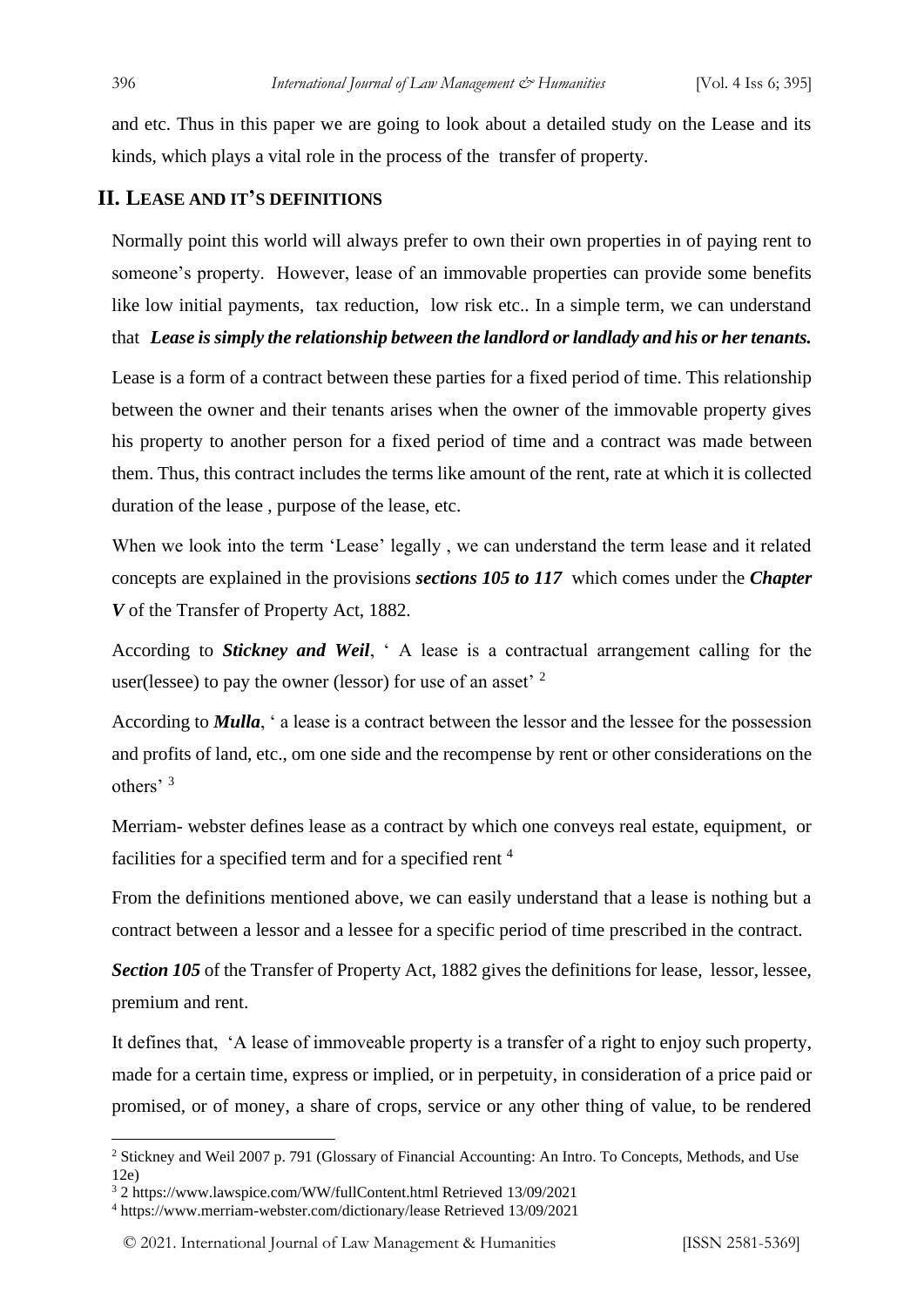and etc. Thus in this paper we are going to look about a detailed study on the Lease and its kinds, which plays a vital role in the process of the transfer of property.

## II. Lease and it's definitions

Normally point this world will always prefer to own their own properties in of paying rent to someone's property. However, lease of an immovable properties can provide some benefits like low initial payments, tax reduction, low risk etc.. In a simple term, we can understand that ***Lease is simply the relationship between the landlord or landlady and his or her tenants.***

Lease is a form of a contract between these parties for a fixed period of time. This relationship between the owner and their tenants arises when the owner of the immovable property gives his property to another person for a fixed period of time and a contract was made between them. Thus, this contract includes the terms like amount of the rent, rate at which it is collected duration of the lease , purpose of the lease, etc.

When we look into the term 'Lease' legally , we can understand the term lease and it related concepts are explained in the provisions ***sections 105 to 117*** which comes under the ***Chapter V*** of the Transfer of Property Act, 1882.

According to ***Stickney and Weil***, ' A lease is a contractual arrangement calling for the user(lessee) to pay the owner (lessor) for use of an asset' [2]

According to ***Mulla***, ' a lease is a contract between the lessor and the lessee for the possession and profits of land, etc., om one side and the recompense by rent or other considerations on the others' [3]

Merriam- webster defines lease as a contract by which one conveys real estate, equipment, or facilities for a specified term and for a specified rent [4]

From the definitions mentioned above, we can easily understand that a lease is nothing but a contract between a lessor and a lessee for a specific period of time prescribed in the contract.

***Section 105*** of the Transfer of Property Act, 1882 gives the definitions for lease, lessor, lessee, premium and rent.

It defines that, 'A lease of immoveable property is a transfer of a right to enjoy such property, made for a certain time, express or implied, or in perpetuity, in consideration of a price paid or promised, or of money, a share of crops, service or any other thing of value, to be rendered

---

[2] Stickney and Weil 2007 p. 791 (Glossary of Financial Accounting: An Intro. To Concepts, Methods, and Use 12e)

[3] 2 https://www.lawspice.com/WW/fullContent.html Retrieved 13/09/2021

[4] https://www.merriam-webster.com/dictionary/lease Retrieved 13/09/2021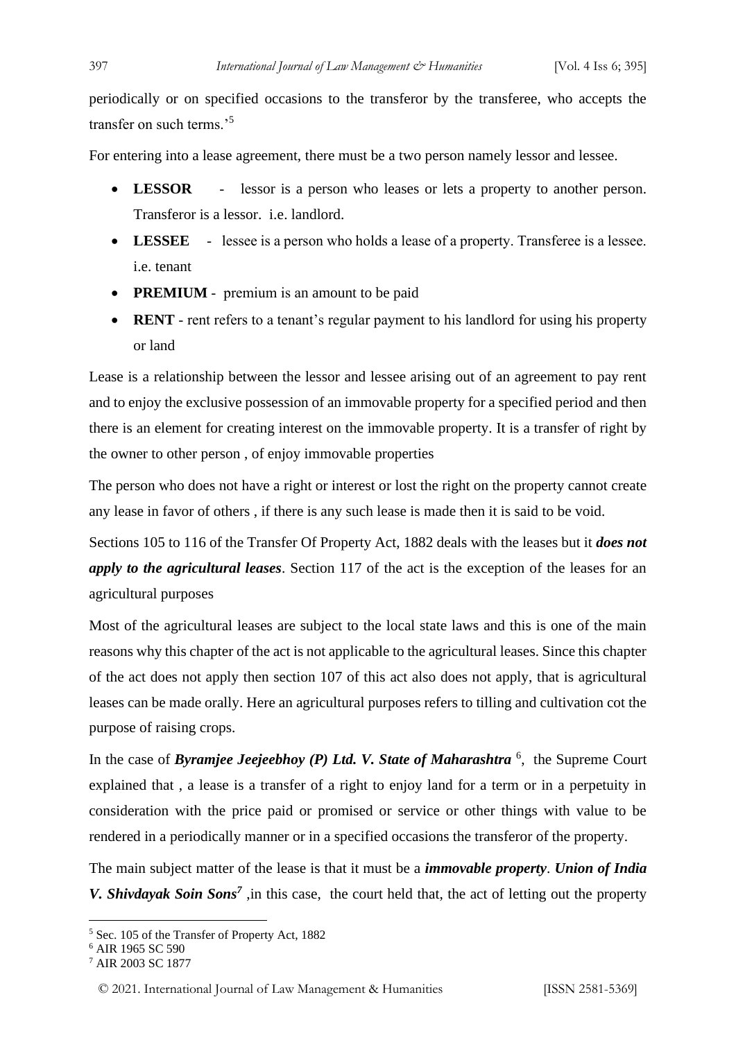periodically or on specified occasions to the transferor by the transferee, who accepts the transfer on such terms.'[5]

For entering into a lease agreement, there must be a two person namely lessor and lessee.

- **LESSOR** - lessor is a person who leases or lets a property to another person. Transferor is a lessor. i.e. landlord.
- **LESSEE** - lessee is a person who holds a lease of a property. Transferee is a lessee. i.e. tenant
- **PREMIUM** - premium is an amount to be paid
- **RENT** - rent refers to a tenant's regular payment to his landlord for using his property or land

Lease is a relationship between the lessor and lessee arising out of an agreement to pay rent and to enjoy the exclusive possession of an immovable property for a specified period and then there is an element for creating interest on the immovable property. It is a transfer of right by the owner to other person , of enjoy immovable properties

The person who does not have a right or interest or lost the right on the property cannot create any lease in favor of others , if there is any such lease is made then it is said to be void.

Sections 105 to 116 of the Transfer Of Property Act, 1882 deals with the leases but it ***does not apply to the agricultural leases***. Section 117 of the act is the exception of the leases for an agricultural purposes

Most of the agricultural leases are subject to the local state laws and this is one of the main reasons why this chapter of the act is not applicable to the agricultural leases. Since this chapter of the act does not apply then section 107 of this act also does not apply, that is agricultural leases can be made orally. Here an agricultural purposes refers to tilling and cultivation cot the purpose of raising crops.

In the case of ***Byramjee Jeejeebhoy (P) Ltd. V. State of Maharashtra*** [6], the Supreme Court explained that , a lease is a transfer of a right to enjoy land for a term or in a perpetuity in consideration with the price paid or promised or service or other things with value to be rendered in a periodically manner or in a specified occasions the transferor of the property.

The main subject matter of the lease is that it must be a ***immovable property***. ***Union of India V. Shivdayak Soin Sons***[7] ,in this case, the court held that, the act of letting out the property

---

[5] Sec. 105 of the Transfer of Property Act, 1882

[6] AIR 1965 SC 590

[7] AIR 2003 SC 1877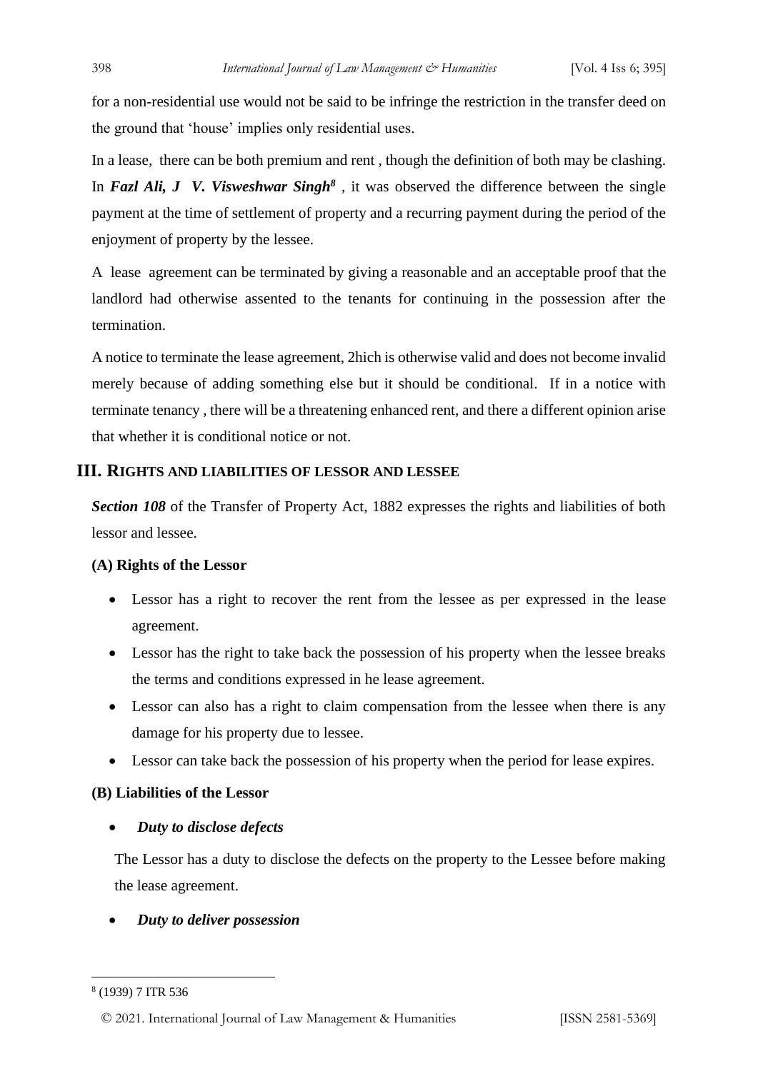for a non-residential use would not be said to be infringe the restriction in the transfer deed on the ground that 'house' implies only residential uses.

In a lease, there can be both premium and rent , though the definition of both may be clashing. In ***Fazl Ali, J V. Visweshwar Singh***[8] , it was observed the difference between the single payment at the time of settlement of property and a recurring payment during the period of the enjoyment of property by the lessee.

A lease agreement can be terminated by giving a reasonable and an acceptable proof that the landlord had otherwise assented to the tenants for continuing in the possession after the termination.

A notice to terminate the lease agreement, 2hich is otherwise valid and does not become invalid merely because of adding something else but it should be conditional. If in a notice with terminate tenancy , there will be a threatening enhanced rent, and there a different opinion arise that whether it is conditional notice or not.

## III. Rights and Liabilities of Lessor and Lessee

***Section 108*** of the Transfer of Property Act, 1882 expresses the rights and liabilities of both lessor and lessee.

**(A) Rights of the Lessor**

- Lessor has a right to recover the rent from the lessee as per expressed in the lease agreement.
- Lessor has the right to take back the possession of his property when the lessee breaks the terms and conditions expressed in he lease agreement.
- Lessor can also has a right to claim compensation from the lessee when there is any damage for his property due to lessee.
- Lessor can take back the possession of his property when the period for lease expires.

**(B) Liabilities of the Lessor**

- ***Duty to disclose defects***

The Lessor has a duty to disclose the defects on the property to the Lessee before making the lease agreement.

- ***Duty to deliver possession***

[8] (1939) 7 ITR 536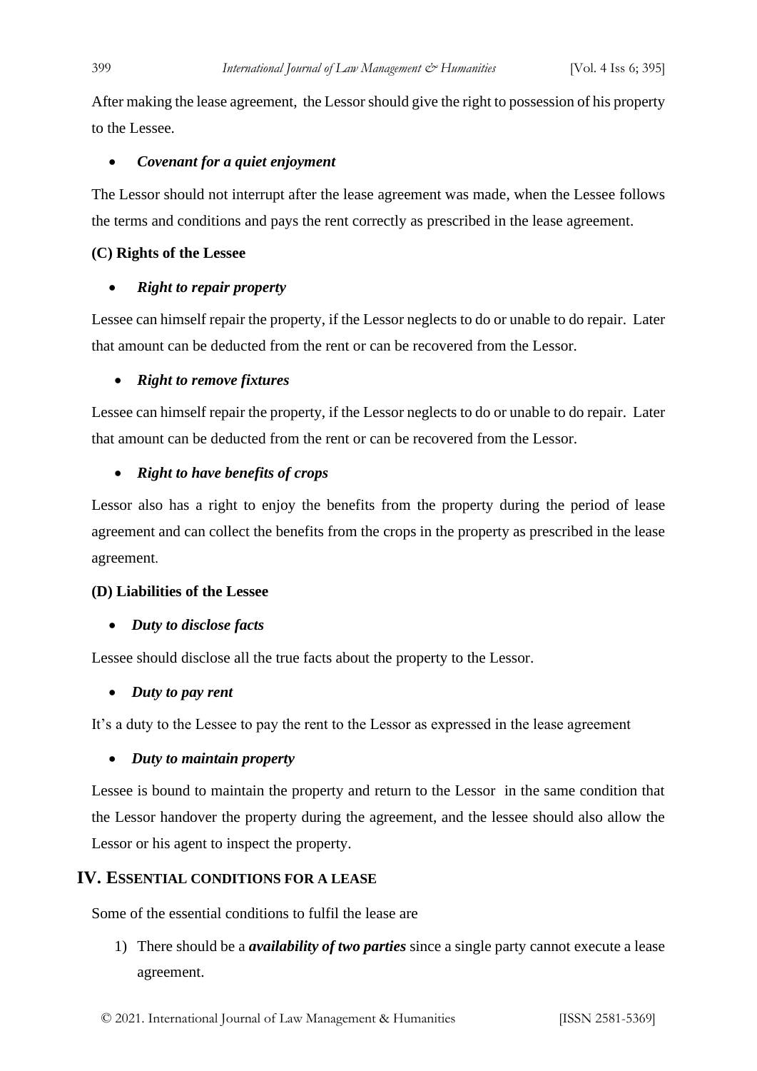After making the lease agreement,  the Lessor should give the right to possession of his property to the Lessee.

- ***Covenant for a quiet enjoyment***

The Lessor should not interrupt after the lease agreement was made, when the Lessee follows the terms and conditions and pays the rent correctly as prescribed in the lease agreement.

**(C) Rights of the Lessee**

- ***Right to repair property***

Lessee can himself repair the property, if the Lessor neglects to do or unable to do repair.  Later that amount can be deducted from the rent or can be recovered from the Lessor.

- ***Right to remove fixtures***

Lessee can himself repair the property, if the Lessor neglects to do or unable to do repair.  Later that amount can be deducted from the rent or can be recovered from the Lessor.

- ***Right to have benefits of crops***

Lessor also has a right to enjoy the benefits from the property during the period of lease agreement and can collect the benefits from the crops in the property as prescribed in the lease agreement.

**(D) Liabilities of the Lessee**

- ***Duty to disclose facts***

Lessee should disclose all the true facts about the property to the Lessor.

- ***Duty to pay rent***

It's a duty to the Lessee to pay the rent to the Lessor as expressed in the lease agreement

- ***Duty to maintain property***

Lessee is bound to maintain the property and return to the Lessor  in the same condition that the Lessor handover the property during the agreement, and the lessee should also allow the Lessor or his agent to inspect the property.

## IV. Essential conditions for a lease

Some of the essential conditions to fulfil the lease are

1) There should be a ***availability of two parties*** since a single party cannot execute a lease agreement.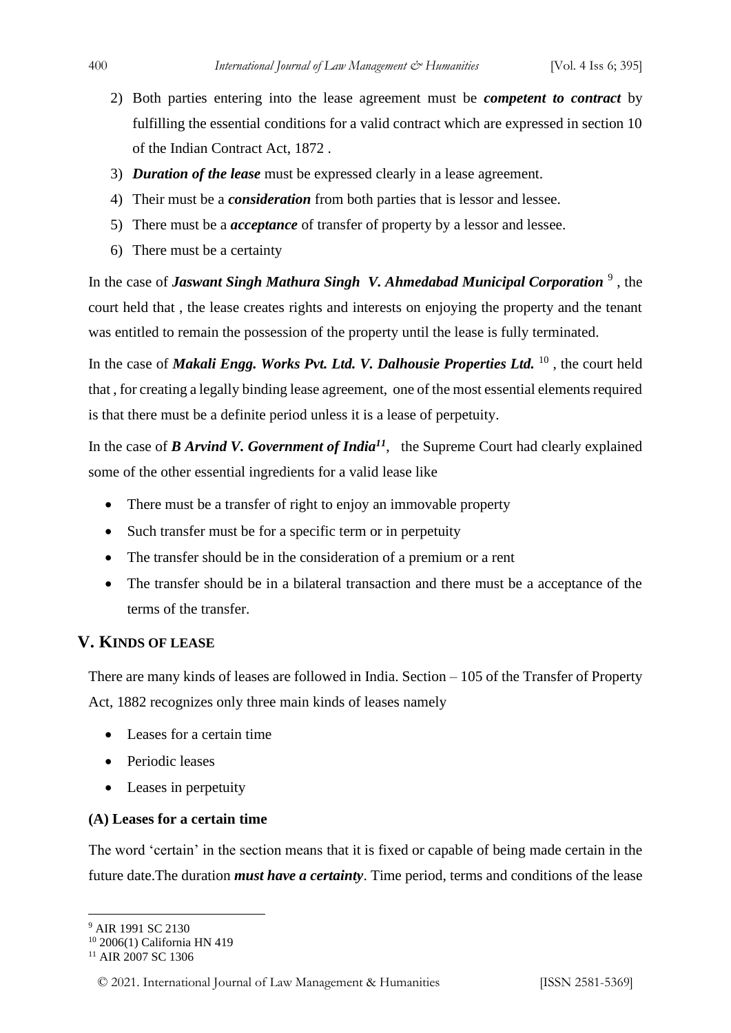2) Both parties entering into the lease agreement must be ***competent to contract*** by fulfilling the essential conditions for a valid contract which are expressed in section 10 of the Indian Contract Act, 1872 .
3) ***Duration of the lease*** must be expressed clearly in a lease agreement.
4) Their must be a ***consideration*** from both parties that is lessor and lessee.
5) There must be a ***acceptance*** of transfer of property by a lessor and lessee.
6) There must be a certainty

In the case of ***Jaswant Singh Mathura Singh V. Ahmedabad Municipal Corporation*** [9] , the court held that , the lease creates rights and interests on enjoying the property and the tenant was entitled to remain the possession of the property until the lease is fully terminated.

In the case of ***Makali Engg. Works Pvt. Ltd. V. Dalhousie Properties Ltd.*** [10] , the court held that , for creating a legally binding lease agreement, one of the most essential elements required is that there must be a definite period unless it is a lease of perpetuity.

In the case of ***B Arvind V. Government of India***[11], the Supreme Court had clearly explained some of the other essential ingredients for a valid lease like

- There must be a transfer of right to enjoy an immovable property
- Such transfer must be for a specific term or in perpetuity
- The transfer should be in the consideration of a premium or a rent
- The transfer should be in a bilateral transaction and there must be a acceptance of the terms of the transfer.

## V. KINDS OF LEASE

There are many kinds of leases are followed in India. Section – 105 of the Transfer of Property Act, 1882 recognizes only three main kinds of leases namely

- Leases for a certain time
- Periodic leases
- Leases in perpetuity

### (A) Leases for a certain time

The word 'certain' in the section means that it is fixed or capable of being made certain in the future date.The duration ***must have a certainty***. Time period, terms and conditions of the lease

---

[9] AIR 1991 SC 2130
[10] 2006(1) California HN 419
[11] AIR 2007 SC 1306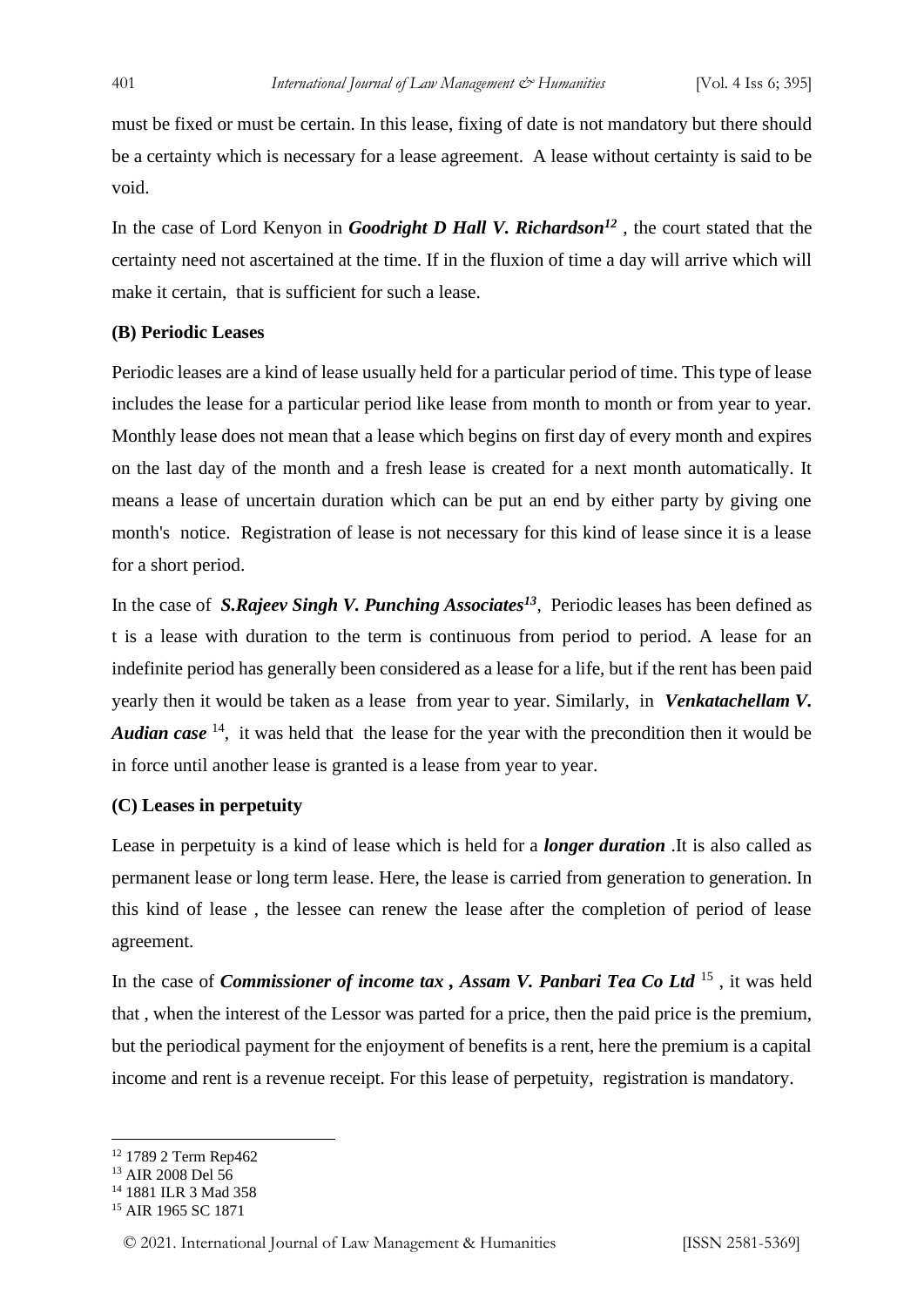must be fixed or must be certain. In this lease, fixing of date is not mandatory but there should be a certainty which is necessary for a lease agreement. A lease without certainty is said to be void.

In the case of Lord Kenyon in ***Goodright D Hall V. Richardson***[12] , the court stated that the certainty need not ascertained at the time. If in the fluxion of time a day will arrive which will make it certain, that is sufficient for such a lease.

### (B) Periodic Leases

Periodic leases are a kind of lease usually held for a particular period of time. This type of lease includes the lease for a particular period like lease from month to month or from year to year. Monthly lease does not mean that a lease which begins on first day of every month and expires on the last day of the month and a fresh lease is created for a next month automatically. It means a lease of uncertain duration which can be put an end by either party by giving one month's notice. Registration of lease is not necessary for this kind of lease since it is a lease for a short period.

In the case of ***S.Rajeev Singh V. Punching Associates***[13], Periodic leases has been defined as t is a lease with duration to the term is continuous from period to period. A lease for an indefinite period has generally been considered as a lease for a life, but if the rent has been paid yearly then it would be taken as a lease from year to year. Similarly, in ***Venkatachellam V. Audian case*** [14], it was held that the lease for the year with the precondition then it would be in force until another lease is granted is a lease from year to year.

### (C) Leases in perpetuity

Lease in perpetuity is a kind of lease which is held for a ***longer duration*** .It is also called as permanent lease or long term lease. Here, the lease is carried from generation to generation. In this kind of lease , the lessee can renew the lease after the completion of period of lease agreement.

In the case of ***Commissioner of income tax , Assam V. Panbari Tea Co Ltd*** [15] , it was held that , when the interest of the Lessor was parted for a price, then the paid price is the premium, but the periodical payment for the enjoyment of benefits is a rent, here the premium is a capital income and rent is a revenue receipt. For this lease of perpetuity, registration is mandatory.

---

[12] 1789 2 Term Rep462

[13] AIR 2008 Del 56

[14] 1881 ILR 3 Mad 358

[15] AIR 1965 SC 1871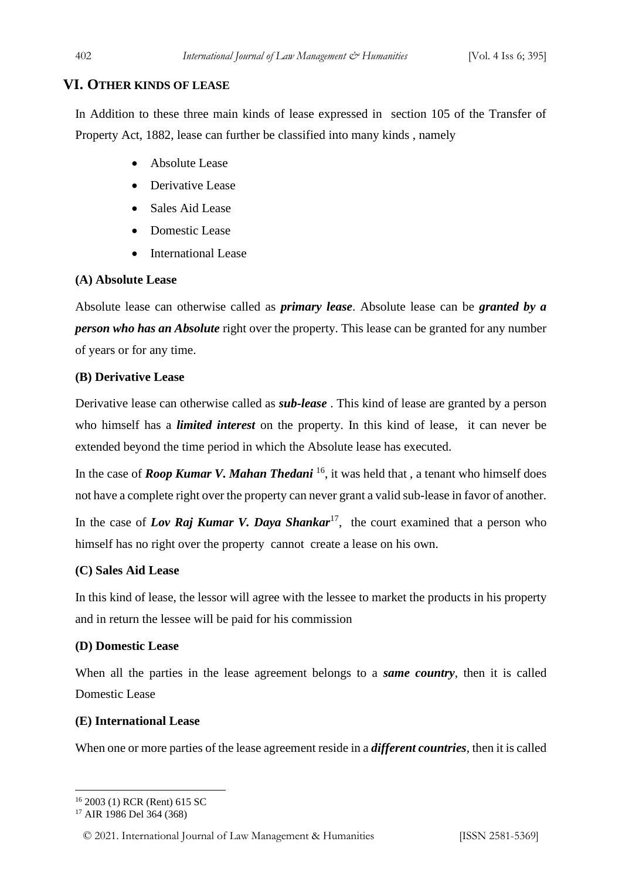## VI. Other kinds of lease

In Addition to these three main kinds of lease expressed in section 105 of the Transfer of Property Act, 1882, lease can further be classified into many kinds , namely

- Absolute Lease
- Derivative Lease
- Sales Aid Lease
- Domestic Lease
- International Lease

### (A) Absolute Lease

Absolute lease can otherwise called as ***primary lease***. Absolute lease can be ***granted by a person who has an Absolute*** right over the property. This lease can be granted for any number of years or for any time.

### (B) Derivative Lease

Derivative lease can otherwise called as ***sub-lease*** . This kind of lease are granted by a person who himself has a ***limited interest*** on the property. In this kind of lease, it can never be extended beyond the time period in which the Absolute lease has executed.

In the case of ***Roop Kumar V. Mahan Thedani*** [16], it was held that , a tenant who himself does not have a complete right over the property can never grant a valid sub-lease in favor of another.

In the case of ***Lov Raj Kumar V. Daya Shankar***[17], the court examined that a person who himself has no right over the property cannot create a lease on his own.

### (C) Sales Aid Lease

In this kind of lease, the lessor will agree with the lessee to market the products in his property and in return the lessee will be paid for his commission

### (D) Domestic Lease

When all the parties in the lease agreement belongs to a ***same country***, then it is called Domestic Lease

### (E) International Lease

When one or more parties of the lease agreement reside in a ***different countries***, then it is called

---

[16] 2003 (1) RCR (Rent) 615 SC

[17] AIR 1986 Del 364 (368)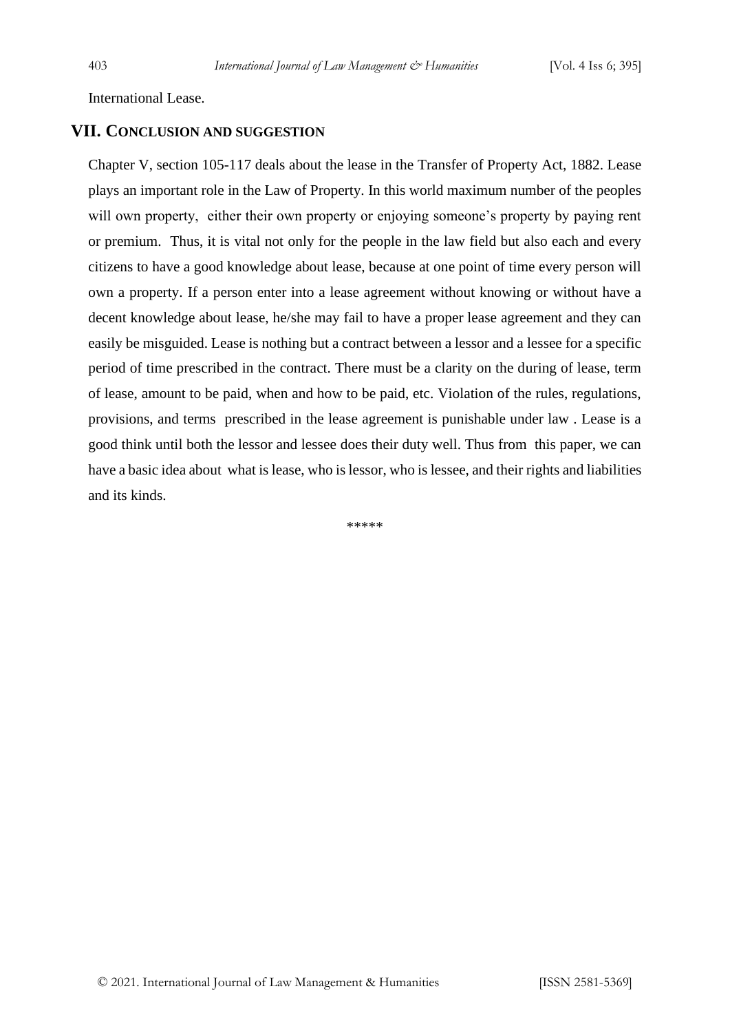International Lease.

## VII. Conclusion and suggestion

Chapter V, section 105-117 deals about the lease in the Transfer of Property Act, 1882. Lease plays an important role in the Law of Property. In this world maximum number of the peoples will own property, either their own property or enjoying someone's property by paying rent or premium. Thus, it is vital not only for the people in the law field but also each and every citizens to have a good knowledge about lease, because at one point of time every person will own a property. If a person enter into a lease agreement without knowing or without have a decent knowledge about lease, he/she may fail to have a proper lease agreement and they can easily be misguided. Lease is nothing but a contract between a lessor and a lessee for a specific period of time prescribed in the contract. There must be a clarity on the during of lease, term of lease, amount to be paid, when and how to be paid, etc. Violation of the rules, regulations, provisions, and terms prescribed in the lease agreement is punishable under law . Lease is a good think until both the lessor and lessee does their duty well. Thus from this paper, we can have a basic idea about what is lease, who is lessor, who is lessee, and their rights and liabilities and its kinds.

*****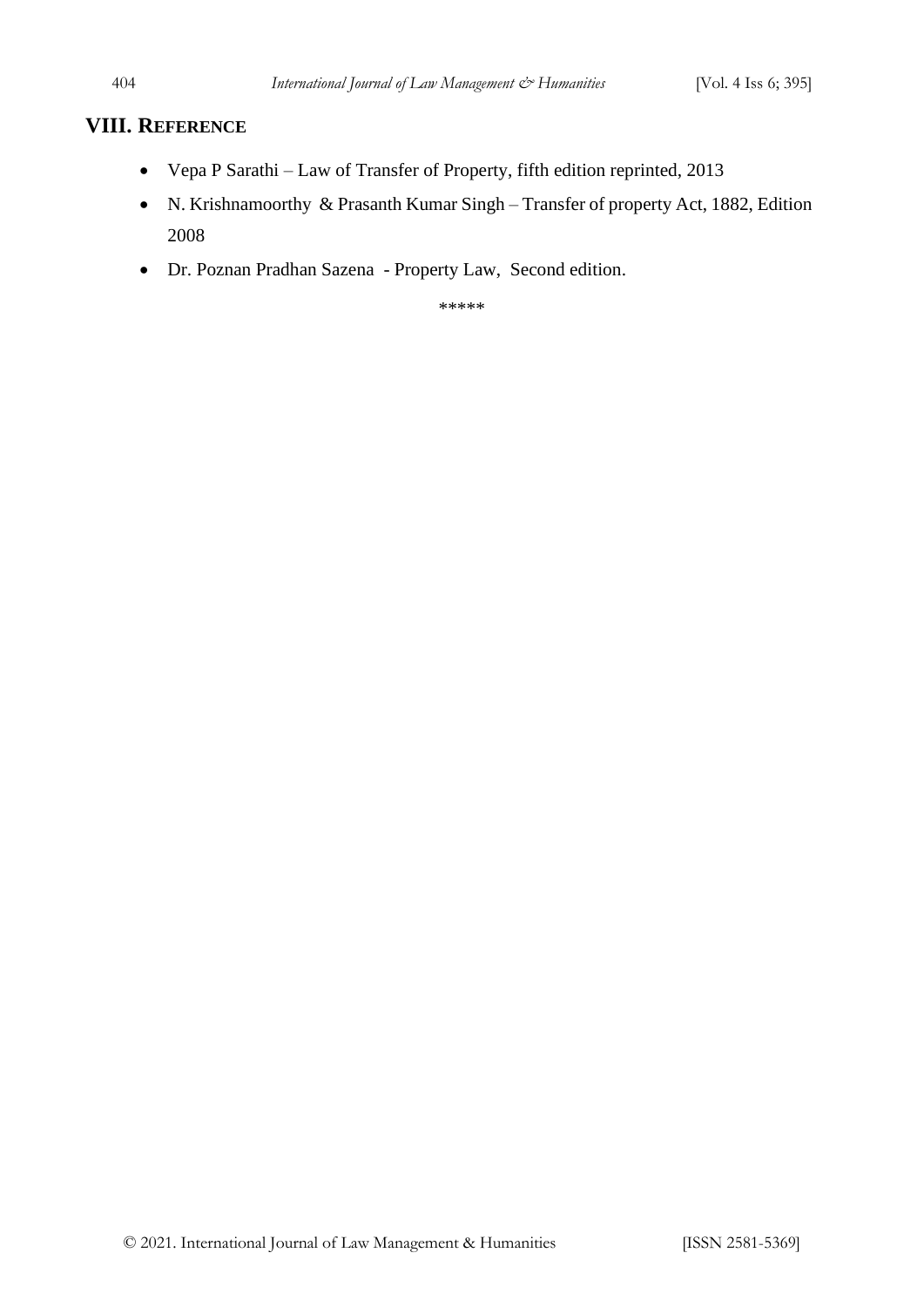## VIII. Reference

- Vepa P Sarathi – Law of Transfer of Property, fifth edition reprinted, 2013
- N. Krishnamoorthy & Prasanth Kumar Singh – Transfer of property Act, 1882, Edition 2008
- Dr. Poznan Pradhan Sazena - Property Law, Second edition.

*****